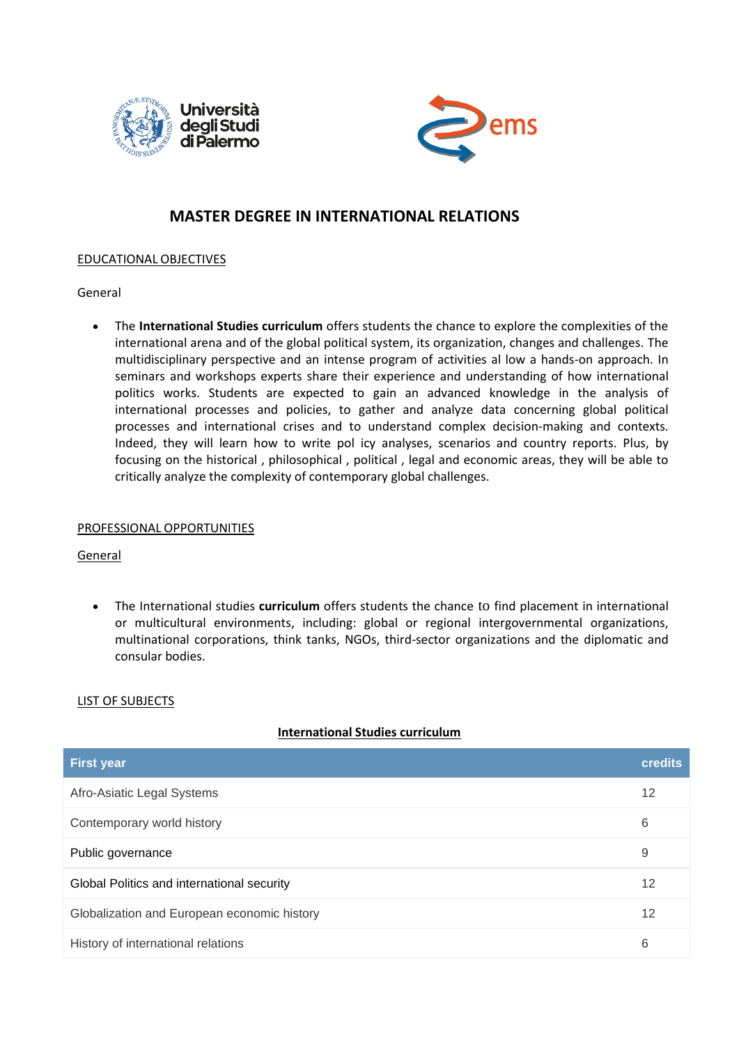# MASTER DEGREE IN INTERNATIONAL RELATIONS

## EDUCATIONAL OBJECTIVES

General

- The **International Studies curriculum** offers students the chance to explore the complexities of the international arena and of the global political system, its organization, changes and challenges. The multidisciplinary perspective and an intense program of activities al low a hands-on approach. In seminars and workshops experts share their experience and understanding of how international politics works. Students are expected to gain an advanced knowledge in the analysis of international processes and policies, to gather and analyze data concerning global political processes and international crises and to understand complex decision-making and contexts. Indeed, they will learn how to write pol icy analyses, scenarios and country reports. Plus, by focusing on the historical , philosophical , political , legal and economic areas, they will be able to critically analyze the complexity of contemporary global challenges.

## PROFESSIONAL OPPORTUNITIES

General

- The International studies **curriculum** offers students the chance to find placement in international or multicultural environments, including: global or regional intergovernmental organizations, multinational corporations, think tanks, NGOs, third-sector organizations and the diplomatic and consular bodies.

## LIST OF SUBJECTS

**International Studies curriculum**

| First year | credits |
|---|---|
| Afro-Asiatic Legal Systems | 12 |
| Contemporary world history | 6 |
| Public governance | 9 |
| Global Politics and international security | 12 |
| Globalization and European economic history | 12 |
| History of international relations | 6 |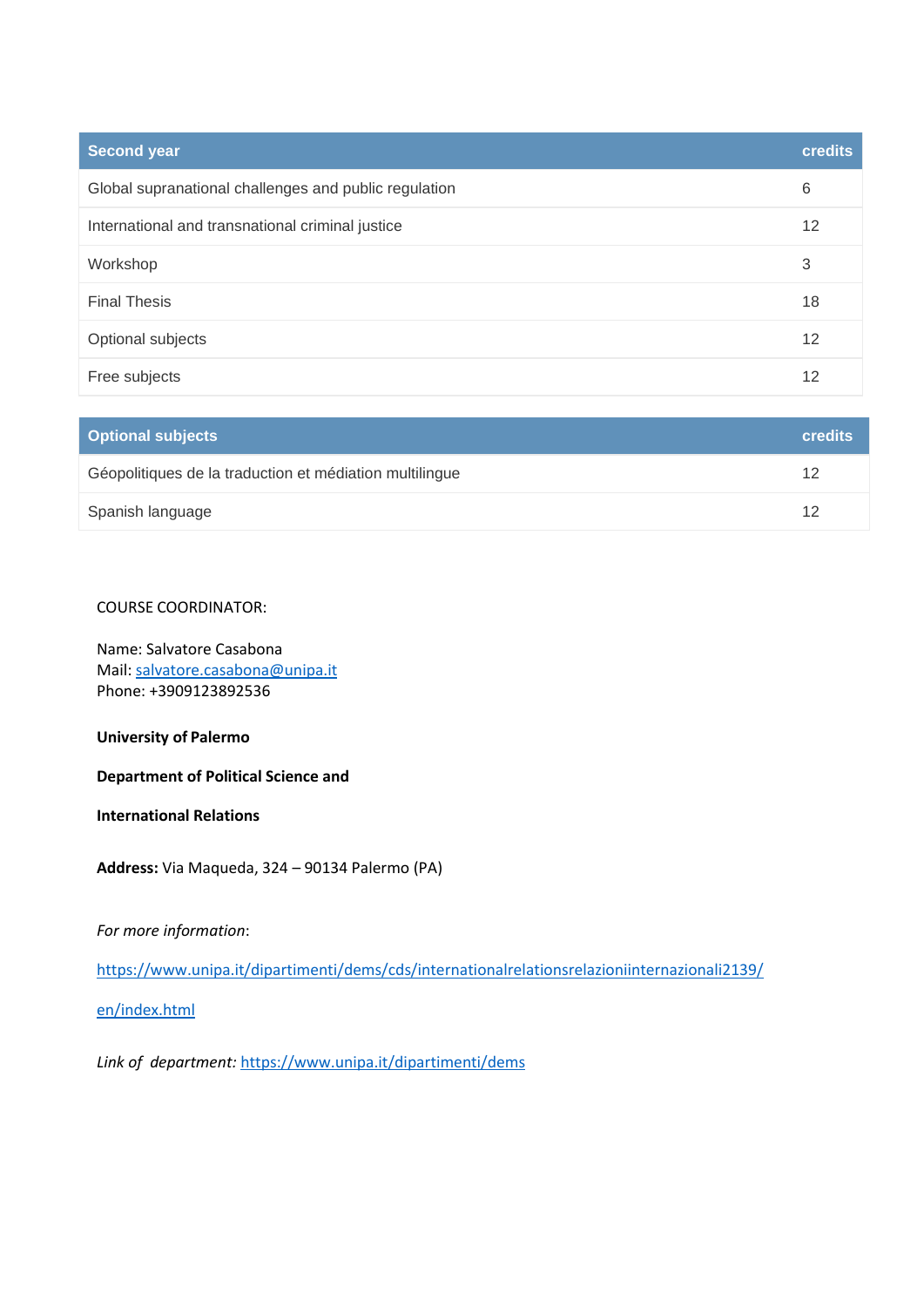| Second year | credits |
| --- | --- |
| Global supranational challenges and public regulation | 6 |
| International and transnational criminal justice | 12 |
| Workshop | 3 |
| Final Thesis | 18 |
| Optional subjects | 12 |
| Free subjects | 12 |

| Optional subjects | credits |
| --- | --- |
| Géopolitiques de la traduction et médiation multilingue | 12 |
| Spanish language | 12 |

COURSE COORDINATOR:

Name: Salvatore Casabona
Mail: salvatore.casabona@unipa.it
Phone: +3909123892536

**University of Palermo**

**Department of Political Science and**

**International Relations**

**Address:** Via Maqueda, 324 – 90134 Palermo (PA)

*For more information*:

https://www.unipa.it/dipartimenti/dems/cds/internationalrelationsrelazioniinternazionali2139/en/index.html

*Link of department:* https://www.unipa.it/dipartimenti/dems